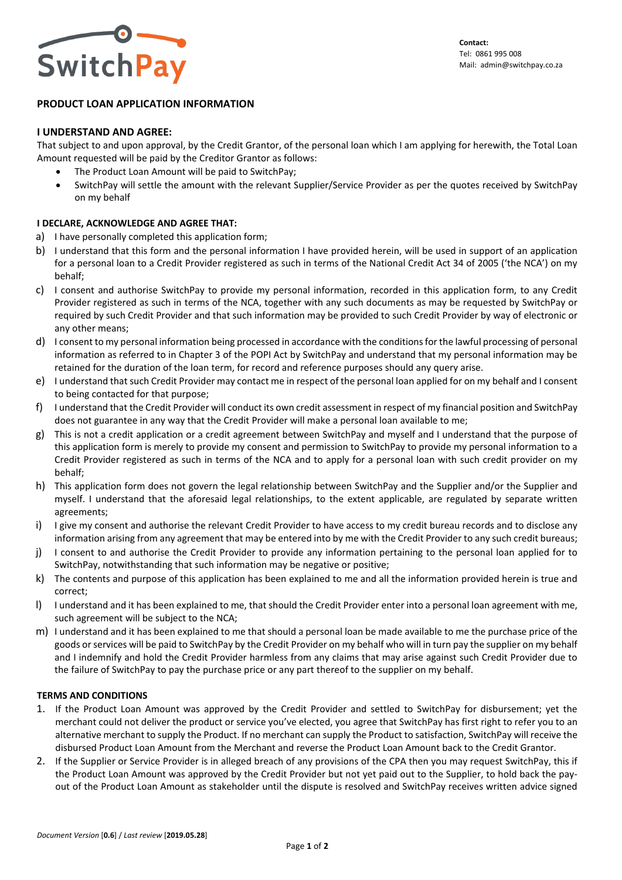SwitchPay

**Contact:**
Tel: 0861 995 008
Mail: admin@switchpay.co.za

## PRODUCT LOAN APPLICATION INFORMATION

### I UNDERSTAND AND AGREE:

That subject to and upon approval, by the Credit Grantor, of the personal loan which I am applying for herewith, the Total Loan Amount requested will be paid by the Creditor Grantor as follows:

- The Product Loan Amount will be paid to SwitchPay;
- SwitchPay will settle the amount with the relevant Supplier/Service Provider as per the quotes received by SwitchPay on my behalf

**I DECLARE, ACKNOWLEDGE AND AGREE THAT:**

a) I have personally completed this application form;

b) I understand that this form and the personal information I have provided herein, will be used in support of an application for a personal loan to a Credit Provider registered as such in terms of the National Credit Act 34 of 2005 ('the NCA') on my behalf;

c) I consent and authorise SwitchPay to provide my personal information, recorded in this application form, to any Credit Provider registered as such in terms of the NCA, together with any such documents as may be requested by SwitchPay or required by such Credit Provider and that such information may be provided to such Credit Provider by way of electronic or any other means;

d) I consent to my personal information being processed in accordance with the conditions for the lawful processing of personal information as referred to in Chapter 3 of the POPI Act by SwitchPay and understand that my personal information may be retained for the duration of the loan term, for record and reference purposes should any query arise.

e) I understand that such Credit Provider may contact me in respect of the personal loan applied for on my behalf and I consent to being contacted for that purpose;

f) I understand that the Credit Provider will conduct its own credit assessment in respect of my financial position and SwitchPay does not guarantee in any way that the Credit Provider will make a personal loan available to me;

g) This is not a credit application or a credit agreement between SwitchPay and myself and I understand that the purpose of this application form is merely to provide my consent and permission to SwitchPay to provide my personal information to a Credit Provider registered as such in terms of the NCA and to apply for a personal loan with such credit provider on my behalf;

h) This application form does not govern the legal relationship between SwitchPay and the Supplier and/or the Supplier and myself. I understand that the aforesaid legal relationships, to the extent applicable, are regulated by separate written agreements;

i) I give my consent and authorise the relevant Credit Provider to have access to my credit bureau records and to disclose any information arising from any agreement that may be entered into by me with the Credit Provider to any such credit bureaus;

j) I consent to and authorise the Credit Provider to provide any information pertaining to the personal loan applied for to SwitchPay, notwithstanding that such information may be negative or positive;

k) The contents and purpose of this application has been explained to me and all the information provided herein is true and correct;

l) I understand and it has been explained to me, that should the Credit Provider enter into a personal loan agreement with me, such agreement will be subject to the NCA;

m) I understand and it has been explained to me that should a personal loan be made available to me the purchase price of the goods or services will be paid to SwitchPay by the Credit Provider on my behalf who will in turn pay the supplier on my behalf and I indemnify and hold the Credit Provider harmless from any claims that may arise against such Credit Provider due to the failure of SwitchPay to pay the purchase price or any part thereof to the supplier on my behalf.

**TERMS AND CONDITIONS**

1. If the Product Loan Amount was approved by the Credit Provider and settled to SwitchPay for disbursement; yet the merchant could not deliver the product or service you've elected, you agree that SwitchPay has first right to refer you to an alternative merchant to supply the Product. If no merchant can supply the Product to satisfaction, SwitchPay will receive the disbursed Product Loan Amount from the Merchant and reverse the Product Loan Amount back to the Credit Grantor.
2. If the Supplier or Service Provider is in alleged breach of any provisions of the CPA then you may request SwitchPay, this if the Product Loan Amount was approved by the Credit Provider but not yet paid out to the Supplier, to hold back the pay-out of the Product Loan Amount as stakeholder until the dispute is resolved and SwitchPay receives written advice signed

*Document Version* [**0.6**] / *Last review* [**2019.05.28**]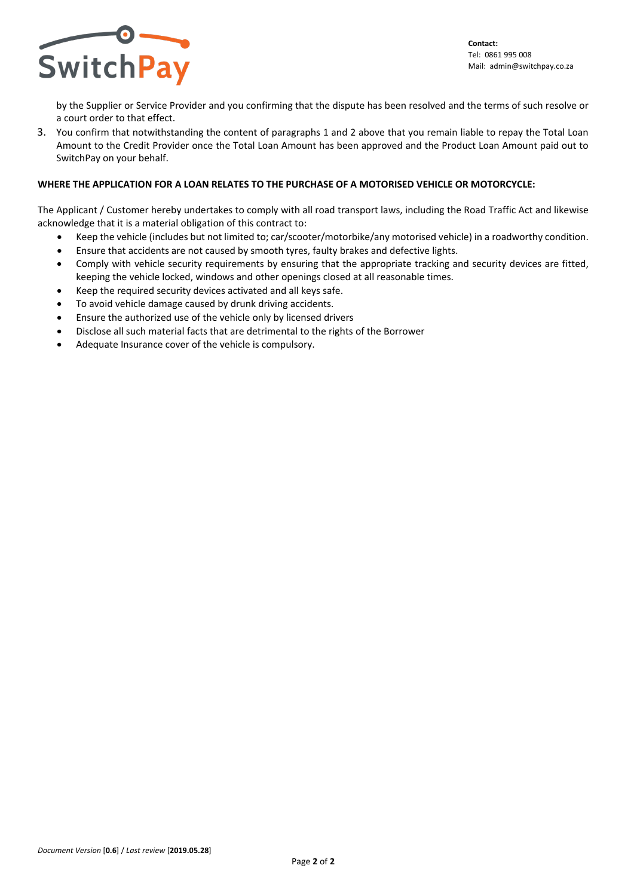by the Supplier or Service Provider and you confirming that the dispute has been resolved and the terms of such resolve or a court order to that effect.

3. You confirm that notwithstanding the content of paragraphs 1 and 2 above that you remain liable to repay the Total Loan Amount to the Credit Provider once the Total Loan Amount has been approved and the Product Loan Amount paid out to SwitchPay on your behalf.

**WHERE THE APPLICATION FOR A LOAN RELATES TO THE PURCHASE OF A MOTORISED VEHICLE OR MOTORCYCLE:**

The Applicant / Customer hereby undertakes to comply with all road transport laws, including the Road Traffic Act and likewise acknowledge that it is a material obligation of this contract to:

- Keep the vehicle (includes but not limited to; car/scooter/motorbike/any motorised vehicle) in a roadworthy condition.
- Ensure that accidents are not caused by smooth tyres, faulty brakes and defective lights.
- Comply with vehicle security requirements by ensuring that the appropriate tracking and security devices are fitted, keeping the vehicle locked, windows and other openings closed at all reasonable times.
- Keep the required security devices activated and all keys safe.
- To avoid vehicle damage caused by drunk driving accidents.
- Ensure the authorized use of the vehicle only by licensed drivers
- Disclose all such material facts that are detrimental to the rights of the Borrower
- Adequate Insurance cover of the vehicle is compulsory.

*Document Version* [**0.6**] / *Last review* [**2019.05.28**]